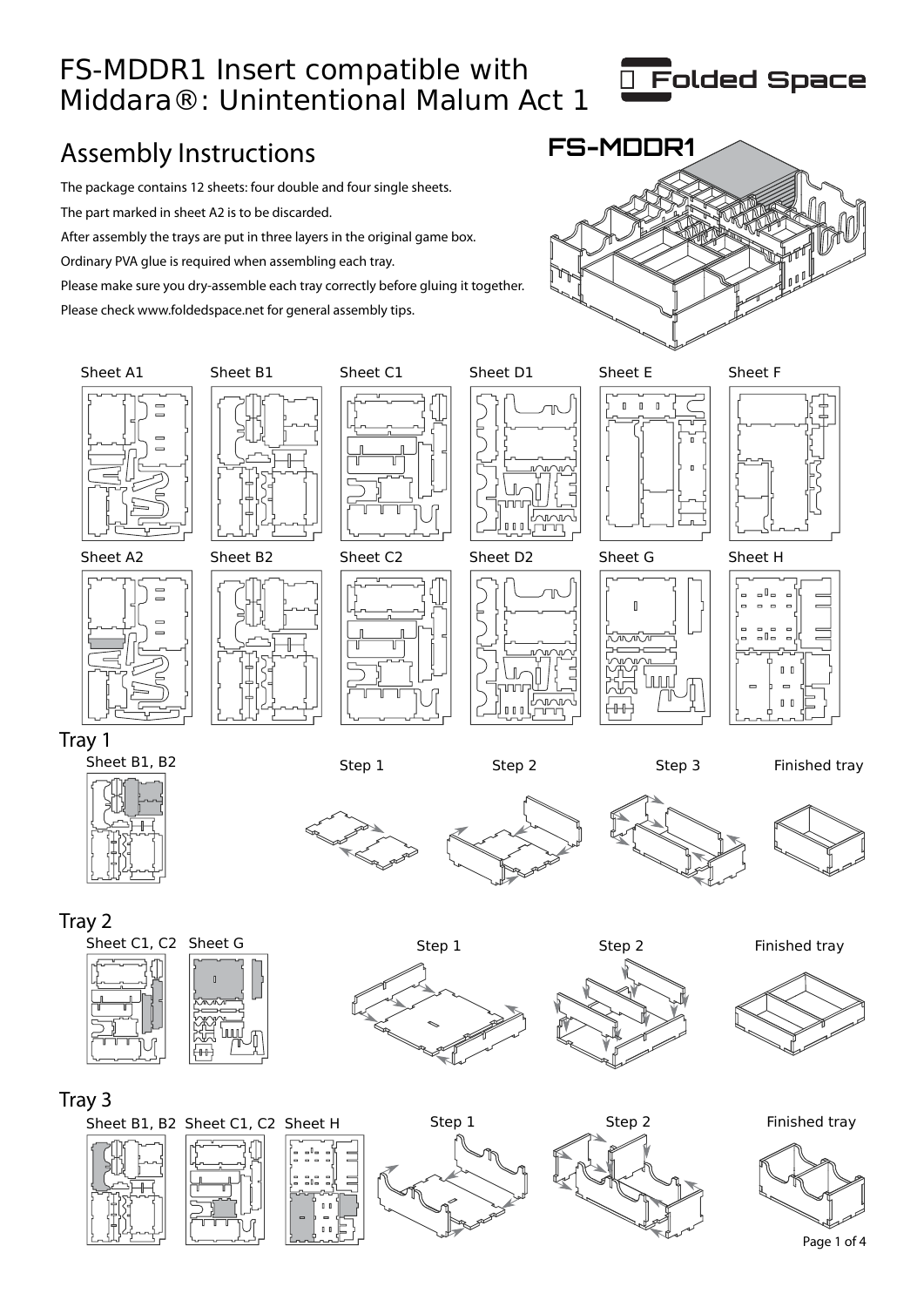# FS-MDDR1 Insert compatible with Middara®: Unintentional Malum Act 1

Folded Space

## Assembly Instructions

FS-MDDR1

The package contains 12 sheets: four double and four single sheets.

The part marked in sheet A2 is to be discarded.

After assembly the trays are put in three layers in the original game box.

Ordinary PVA glue is required when assembling each tray.

Please make sure you dry-assemble each tray correctly before gluing it together.

Please check www.foldedspace.net for general assembly tips.

Sheet A1 Sheet B1 Sheet C1 Sheet D1 Sheet E Sheet F

Sheet A2 Sheet B2 Sheet C2 Sheet D2 Sheet G Sheet H

### Tray 1

Sheet B1, B2

Step 1 Step 2 Step 3 Finished tray

### Tray 2

Sheet C1, C2 Sheet G

Step 1 Step 2 Finished tray

### Tray 3

Sheet B1, B2 Sheet C1, C2 Sheet H

Step 1 Step 2 Finished tray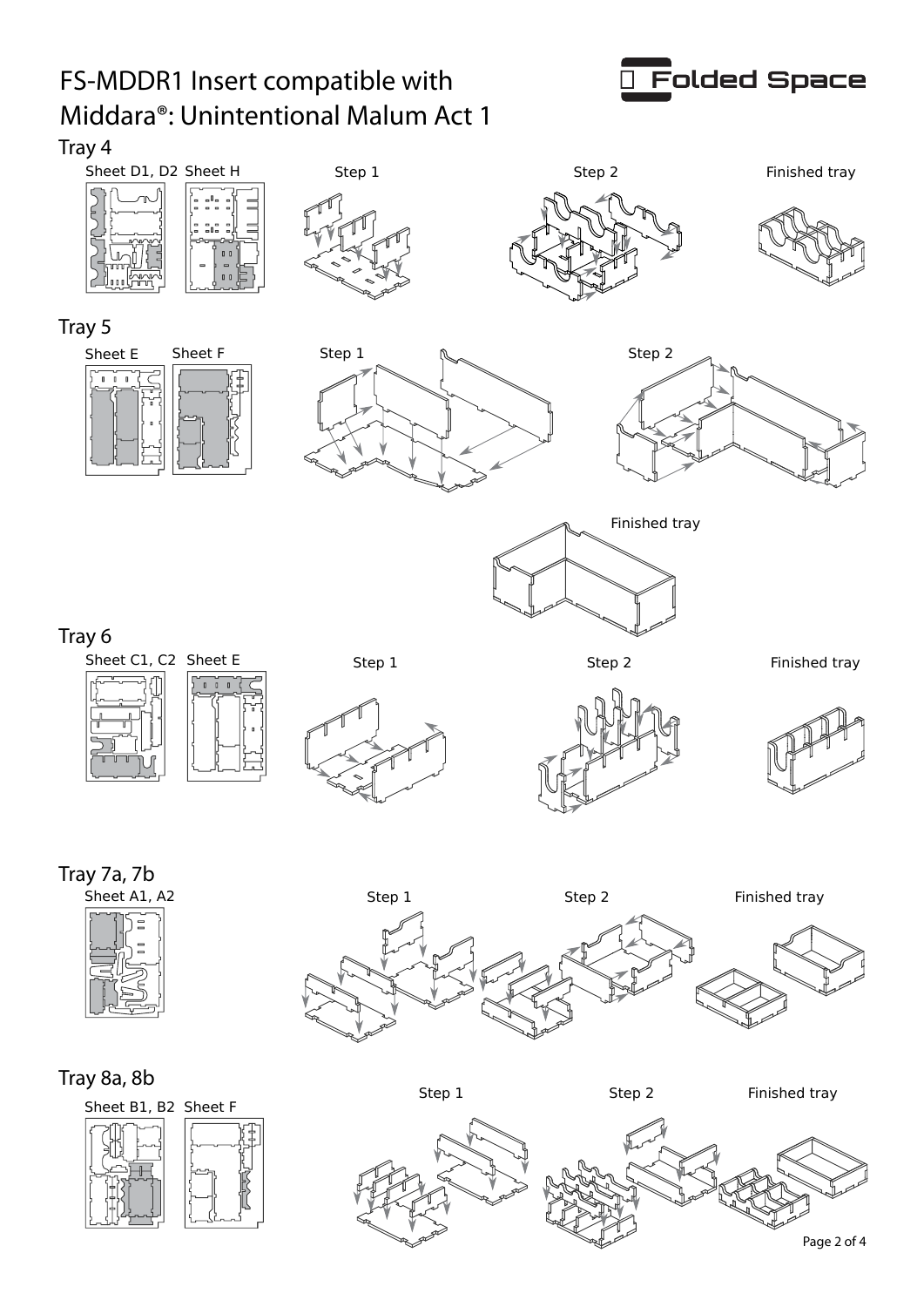# FS-MDDR1 Insert compatible with Middara®: Unintentional Malum Act 1

Folded Space

## Tray 4

Sheet D1, D2 Sheet H

Step 1

Step 2

Finished tray

## Tray 5

Sheet E Sheet F

Step 1

Step 2

Finished tray

## Tray 6

Sheet C1, C2 Sheet E

Step 1

Step 2

Finished tray

## Tray 7a, 7b

Sheet A1, A2

Step 1

Step 2

Finished tray

## Tray 8a, 8b

Sheet B1, B2 Sheet F

Step 1

Step 2

Finished tray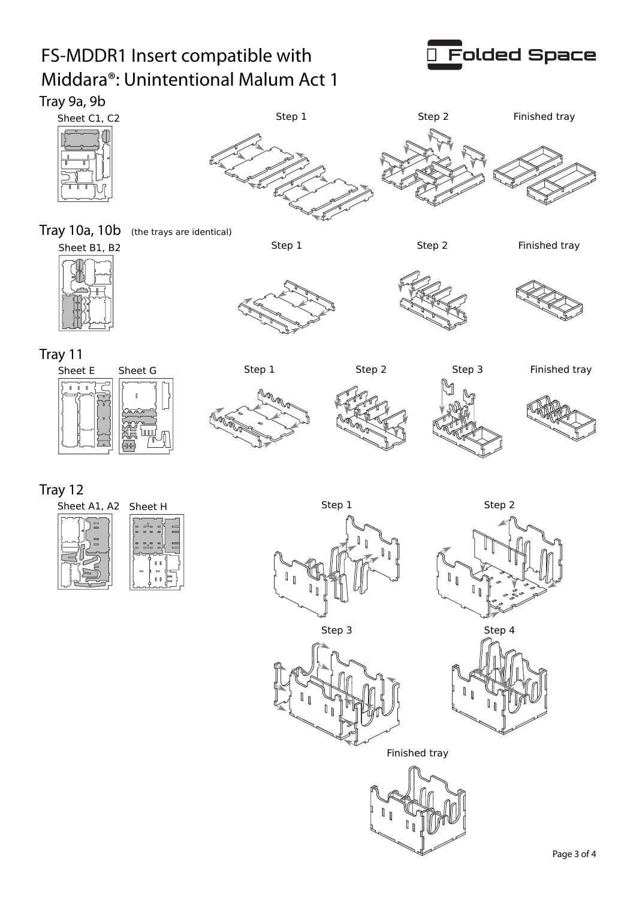# FS-MDDR1 Insert compatible with Middara®: Unintentional Malum Act 1

## Tray 9a, 9b

Sheet C1, C2

Step 1

Step 2

Finished tray

## Tray 10a, 10b (the trays are identical)

Sheet B1, B2

Step 1

Step 2

Finished tray

## Tray 11

Sheet E

Sheet G

Step 1

Step 2

Step 3

Finished tray

## Tray 12

Sheet A1, A2

Sheet H

Step 1

Step 2

Step 3

Step 4

Finished tray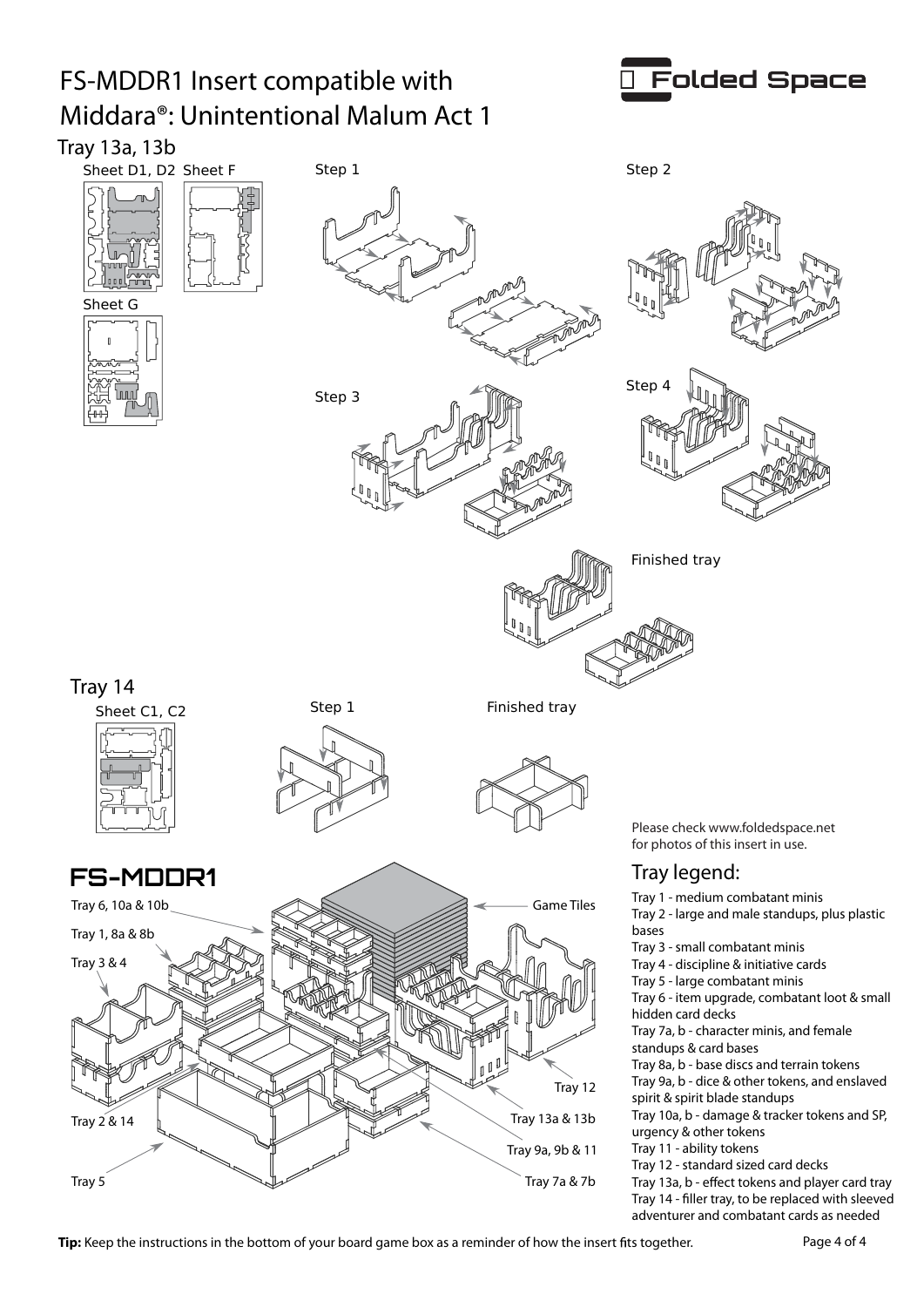# FS-MDDR1 Insert compatible with Middara®: Unintentional Malum Act 1

Folded Space

## Tray 13a, 13b

Sheet D1, D2 Sheet F

Sheet G

Step 1

Step 2

Step 3

Step 4

Finished tray

## Tray 14

Sheet C1, C2

Step 1

Finished tray

Please check www.foldedspace.net for photos of this insert in use.

## FS-MDDR1

Tray 6, 10a & 10b

Tray 1, 8a & 8b

Tray 3 & 4

Tray 2 & 14

Tray 5

Game Tiles

Tray 12

Tray 13a & 13b

Tray 9a, 9b & 11

Tray 7a & 7b

## Tray legend:

- Tray 1 - medium combatant minis
- Tray 2 - large and male standups, plus plastic bases
- Tray 3 - small combatant minis
- Tray 4 - discipline & initiative cards
- Tray 5 - large combatant minis
- Tray 6 - item upgrade, combatant loot & small hidden card decks
- Tray 7a, b - character minis, and female standups & card bases
- Tray 8a, b - base discs and terrain tokens
- Tray 9a, b - dice & other tokens, and enslaved spirit & spirit blade standups
- Tray 10a, b - damage & tracker tokens and SP, urgency & other tokens
- Tray 11 - ability tokens
- Tray 12 - standard sized card decks
- Tray 13a, b - effect tokens and player card tray
- Tray 14 - filler tray, to be replaced with sleeved adventurer and combatant cards as needed

**Tip:** Keep the instructions in the bottom of your board game box as a reminder of how the insert fits together.